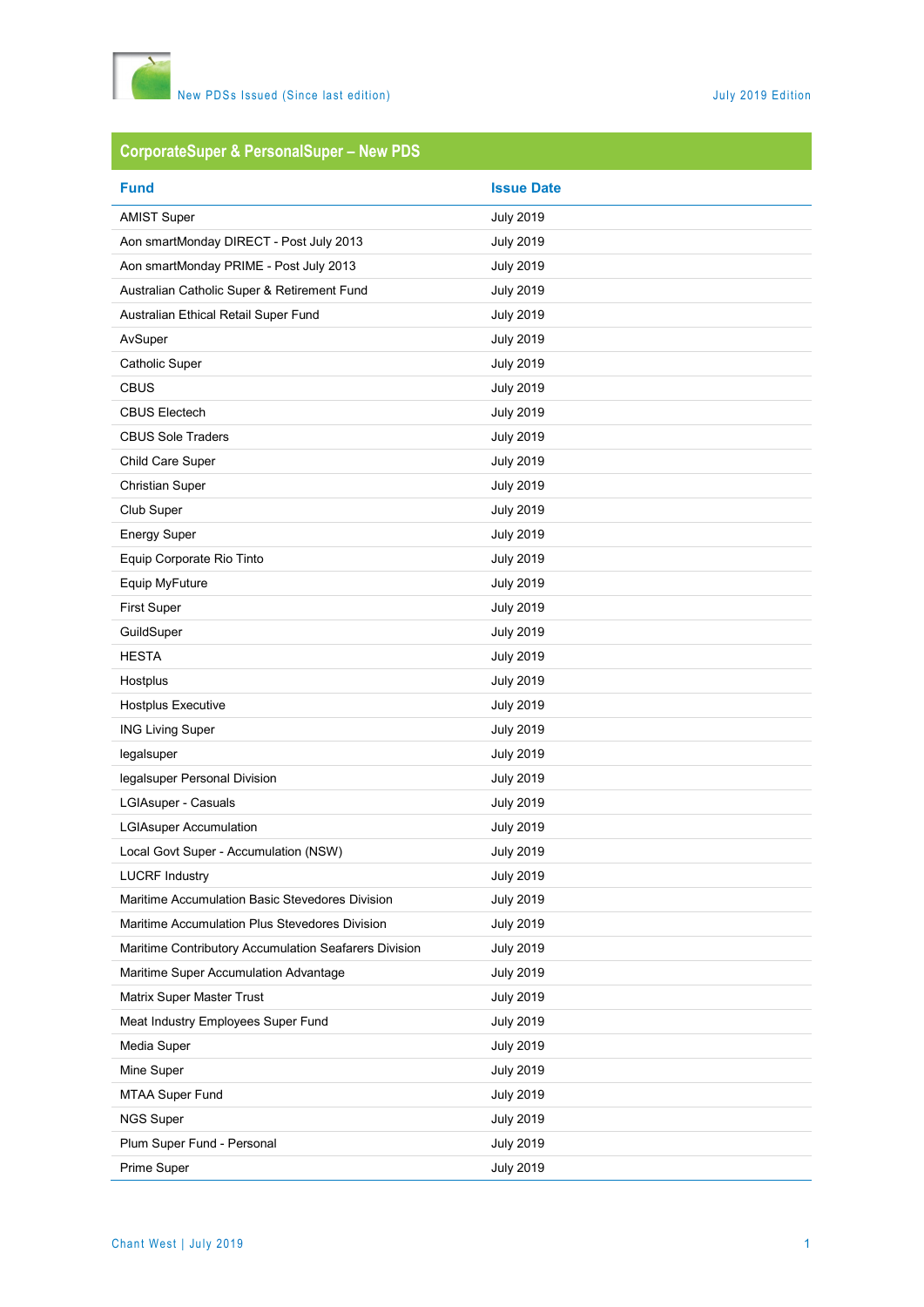## CorporateSuper & PersonalSuper – New PDS

| Fund | Issue Date |
| --- | --- |
| AMIST Super | July 2019 |
| Aon smartMonday DIRECT - Post July 2013 | July 2019 |
| Aon smartMonday PRIME - Post July 2013 | July 2019 |
| Australian Catholic Super & Retirement Fund | July 2019 |
| Australian Ethical Retail Super Fund | July 2019 |
| AvSuper | July 2019 |
| Catholic Super | July 2019 |
| CBUS | July 2019 |
| CBUS Electech | July 2019 |
| CBUS Sole Traders | July 2019 |
| Child Care Super | July 2019 |
| Christian Super | July 2019 |
| Club Super | July 2019 |
| Energy Super | July 2019 |
| Equip Corporate Rio Tinto | July 2019 |
| Equip MyFuture | July 2019 |
| First Super | July 2019 |
| GuildSuper | July 2019 |
| HESTA | July 2019 |
| Hostplus | July 2019 |
| Hostplus Executive | July 2019 |
| ING Living Super | July 2019 |
| legalsuper | July 2019 |
| legalsuper Personal Division | July 2019 |
| LGIAsuper - Casuals | July 2019 |
| LGIAsuper Accumulation | July 2019 |
| Local Govt Super - Accumulation (NSW) | July 2019 |
| LUCRF Industry | July 2019 |
| Maritime Accumulation Basic Stevedores Division | July 2019 |
| Maritime Accumulation Plus Stevedores Division | July 2019 |
| Maritime Contributory Accumulation Seafarers Division | July 2019 |
| Maritime Super Accumulation Advantage | July 2019 |
| Matrix Super Master Trust | July 2019 |
| Meat Industry Employees Super Fund | July 2019 |
| Media Super | July 2019 |
| Mine Super | July 2019 |
| MTAA Super Fund | July 2019 |
| NGS Super | July 2019 |
| Plum Super Fund - Personal | July 2019 |
| Prime Super | July 2019 |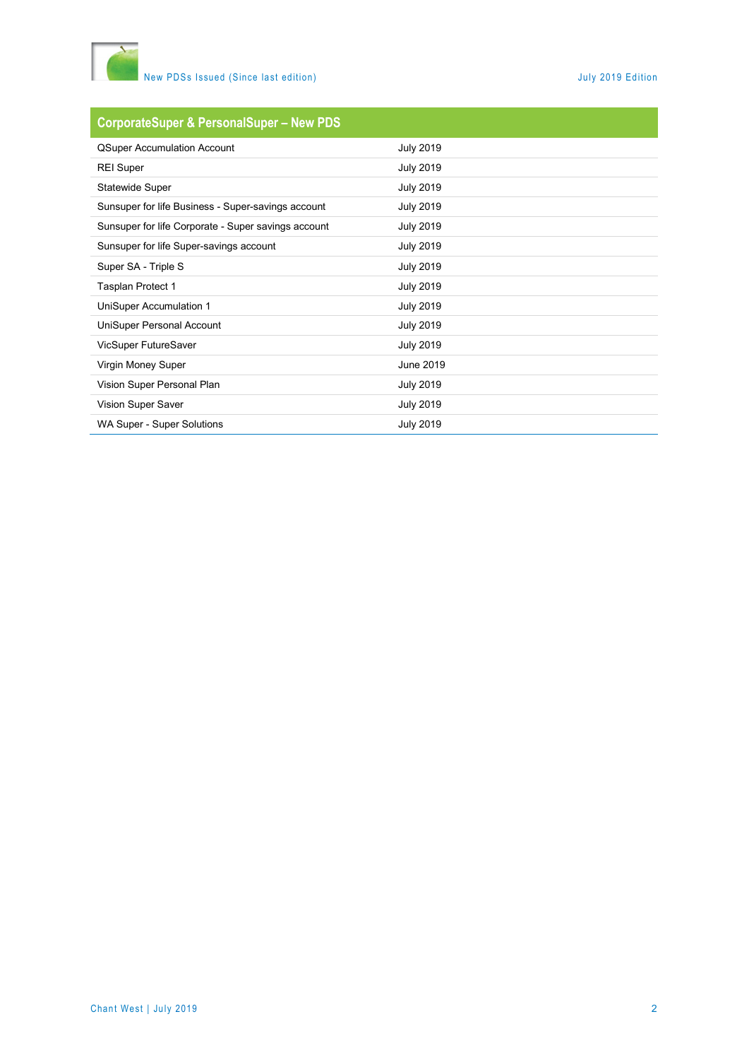| CorporateSuper & PersonalSuper – New PDS | |
|---|---|
| QSuper Accumulation Account | July 2019 |
| REI Super | July 2019 |
| Statewide Super | July 2019 |
| Sunsuper for life Business - Super-savings account | July 2019 |
| Sunsuper for life Corporate - Super savings account | July 2019 |
| Sunsuper for life Super-savings account | July 2019 |
| Super SA - Triple S | July 2019 |
| Tasplan Protect 1 | July 2019 |
| UniSuper Accumulation 1 | July 2019 |
| UniSuper Personal Account | July 2019 |
| VicSuper FutureSaver | July 2019 |
| Virgin Money Super | June 2019 |
| Vision Super Personal Plan | July 2019 |
| Vision Super Saver | July 2019 |
| WA Super - Super Solutions | July 2019 |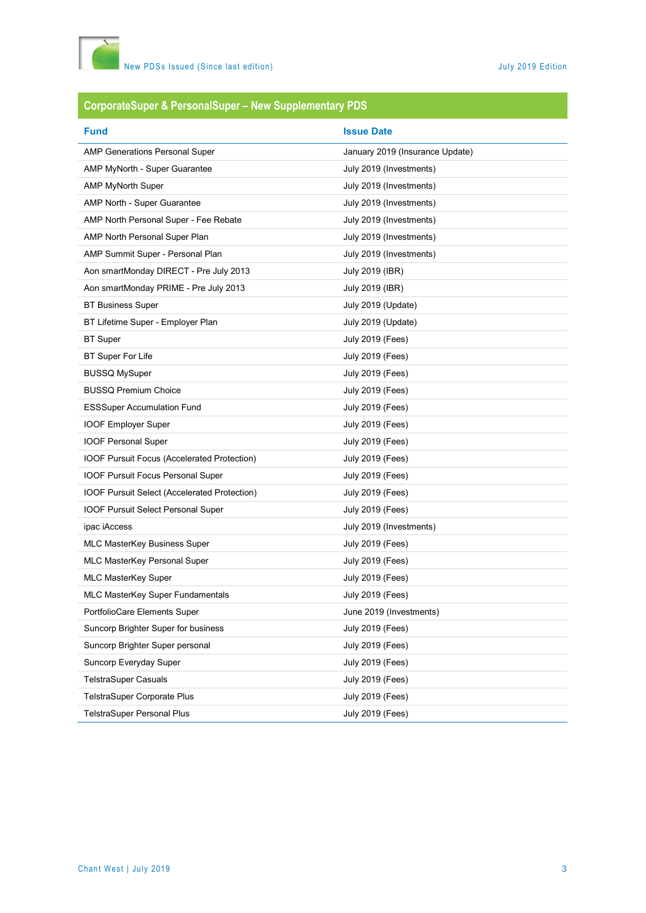## CorporateSuper & PersonalSuper – New Supplementary PDS

| Fund | Issue Date |
|---|---|
| AMP Generations Personal Super | January 2019 (Insurance Update) |
| AMP MyNorth - Super Guarantee | July 2019 (Investments) |
| AMP MyNorth Super | July 2019 (Investments) |
| AMP North - Super Guarantee | July 2019 (Investments) |
| AMP North Personal Super - Fee Rebate | July 2019 (Investments) |
| AMP North Personal Super Plan | July 2019 (Investments) |
| AMP Summit Super - Personal Plan | July 2019 (Investments) |
| Aon smartMonday DIRECT - Pre July 2013 | July 2019 (IBR) |
| Aon smartMonday PRIME - Pre July 2013 | July 2019 (IBR) |
| BT Business Super | July 2019 (Update) |
| BT Lifetime Super - Employer Plan | July 2019 (Update) |
| BT Super | July 2019 (Fees) |
| BT Super For Life | July 2019 (Fees) |
| BUSSQ MySuper | July 2019 (Fees) |
| BUSSQ Premium Choice | July 2019 (Fees) |
| ESSSuper Accumulation Fund | July 2019 (Fees) |
| IOOF Employer Super | July 2019 (Fees) |
| IOOF Personal Super | July 2019 (Fees) |
| IOOF Pursuit Focus (Accelerated Protection) | July 2019 (Fees) |
| IOOF Pursuit Focus Personal Super | July 2019 (Fees) |
| IOOF Pursuit Select (Accelerated Protection) | July 2019 (Fees) |
| IOOF Pursuit Select Personal Super | July 2019 (Fees) |
| ipac iAccess | July 2019 (Investments) |
| MLC MasterKey Business Super | July 2019 (Fees) |
| MLC MasterKey Personal Super | July 2019 (Fees) |
| MLC MasterKey Super | July 2019 (Fees) |
| MLC MasterKey Super Fundamentals | July 2019 (Fees) |
| PortfolioCare Elements Super | June 2019 (Investments) |
| Suncorp Brighter Super for business | July 2019 (Fees) |
| Suncorp Brighter Super personal | July 2019 (Fees) |
| Suncorp Everyday Super | July 2019 (Fees) |
| TelstraSuper Casuals | July 2019 (Fees) |
| TelstraSuper Corporate Plus | July 2019 (Fees) |
| TelstraSuper Personal Plus | July 2019 (Fees) |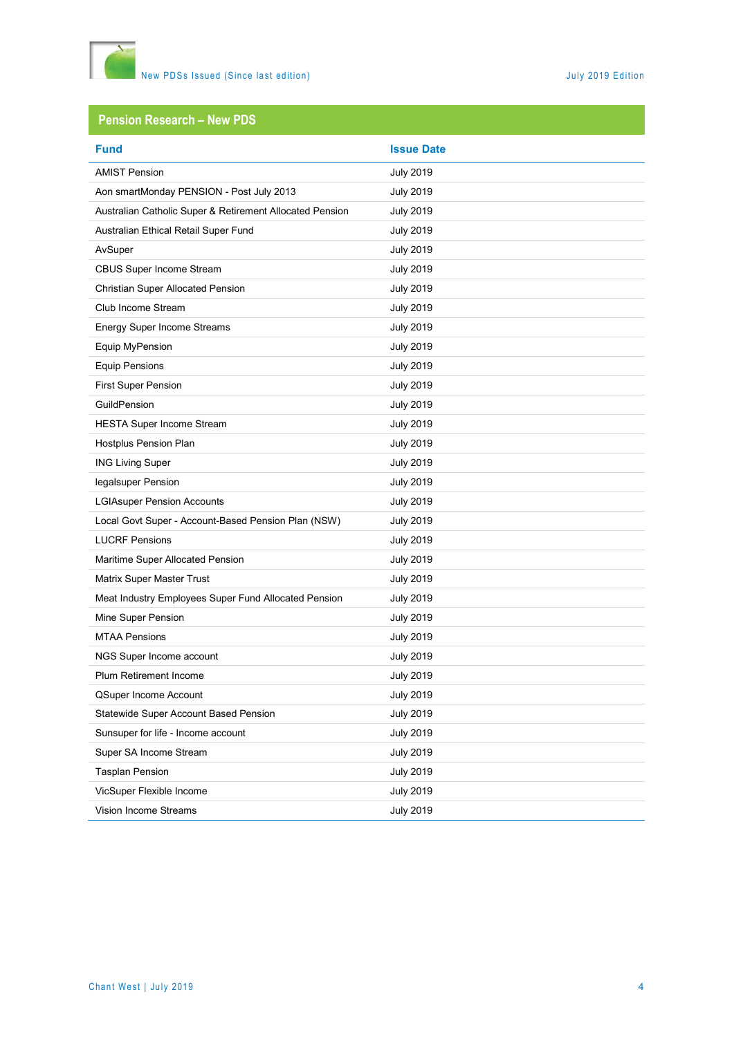## Pension Research – New PDS

| Fund | Issue Date |
|---|---|
| AMIST Pension | July 2019 |
| Aon smartMonday PENSION - Post July 2013 | July 2019 |
| Australian Catholic Super & Retirement Allocated Pension | July 2019 |
| Australian Ethical Retail Super Fund | July 2019 |
| AvSuper | July 2019 |
| CBUS Super Income Stream | July 2019 |
| Christian Super Allocated Pension | July 2019 |
| Club Income Stream | July 2019 |
| Energy Super Income Streams | July 2019 |
| Equip MyPension | July 2019 |
| Equip Pensions | July 2019 |
| First Super Pension | July 2019 |
| GuildPension | July 2019 |
| HESTA Super Income Stream | July 2019 |
| Hostplus Pension Plan | July 2019 |
| ING Living Super | July 2019 |
| legalsuper Pension | July 2019 |
| LGIAsuper Pension Accounts | July 2019 |
| Local Govt Super - Account-Based Pension Plan (NSW) | July 2019 |
| LUCRF Pensions | July 2019 |
| Maritime Super Allocated Pension | July 2019 |
| Matrix Super Master Trust | July 2019 |
| Meat Industry Employees Super Fund Allocated Pension | July 2019 |
| Mine Super Pension | July 2019 |
| MTAA Pensions | July 2019 |
| NGS Super Income account | July 2019 |
| Plum Retirement Income | July 2019 |
| QSuper Income Account | July 2019 |
| Statewide Super Account Based Pension | July 2019 |
| Sunsuper for life - Income account | July 2019 |
| Super SA Income Stream | July 2019 |
| Tasplan Pension | July 2019 |
| VicSuper Flexible Income | July 2019 |
| Vision Income Streams | July 2019 |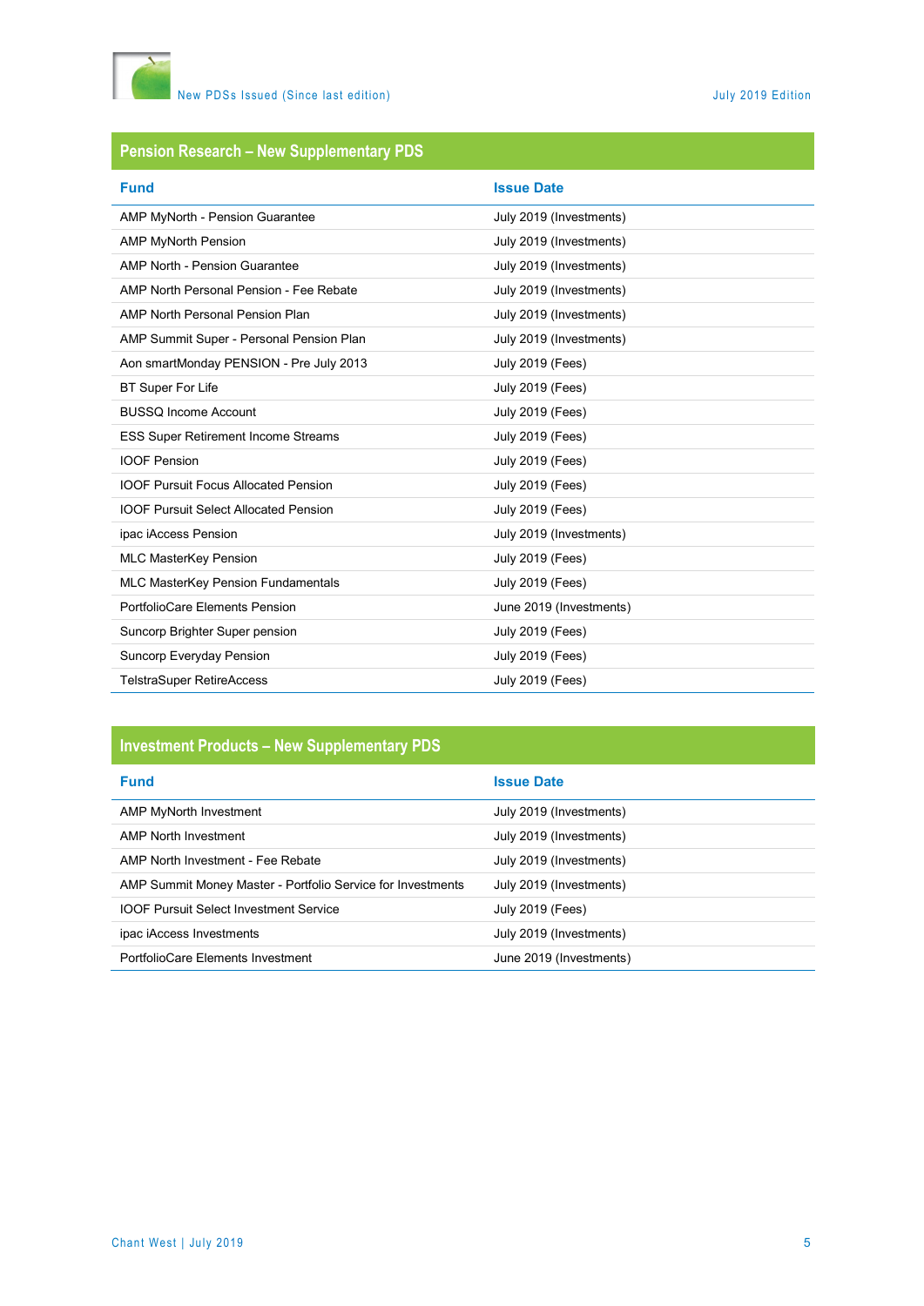## Pension Research – New Supplementary PDS

| Fund | Issue Date |
|---|---|
| AMP MyNorth - Pension Guarantee | July 2019 (Investments) |
| AMP MyNorth Pension | July 2019 (Investments) |
| AMP North - Pension Guarantee | July 2019 (Investments) |
| AMP North Personal Pension - Fee Rebate | July 2019 (Investments) |
| AMP North Personal Pension Plan | July 2019 (Investments) |
| AMP Summit Super - Personal Pension Plan | July 2019 (Investments) |
| Aon smartMonday PENSION - Pre July 2013 | July 2019 (Fees) |
| BT Super For Life | July 2019 (Fees) |
| BUSSQ Income Account | July 2019 (Fees) |
| ESS Super Retirement Income Streams | July 2019 (Fees) |
| IOOF Pension | July 2019 (Fees) |
| IOOF Pursuit Focus Allocated Pension | July 2019 (Fees) |
| IOOF Pursuit Select Allocated Pension | July 2019 (Fees) |
| ipac iAccess Pension | July 2019 (Investments) |
| MLC MasterKey Pension | July 2019 (Fees) |
| MLC MasterKey Pension Fundamentals | July 2019 (Fees) |
| PortfolioCare Elements Pension | June 2019 (Investments) |
| Suncorp Brighter Super pension | July 2019 (Fees) |
| Suncorp Everyday Pension | July 2019 (Fees) |
| TelstraSuper RetireAccess | July 2019 (Fees) |

## Investment Products – New Supplementary PDS

| Fund | Issue Date |
|---|---|
| AMP MyNorth Investment | July 2019 (Investments) |
| AMP North Investment | July 2019 (Investments) |
| AMP North Investment - Fee Rebate | July 2019 (Investments) |
| AMP Summit Money Master - Portfolio Service for Investments | July 2019 (Investments) |
| IOOF Pursuit Select Investment Service | July 2019 (Fees) |
| ipac iAccess Investments | July 2019 (Investments) |
| PortfolioCare Elements Investment | June 2019 (Investments) |